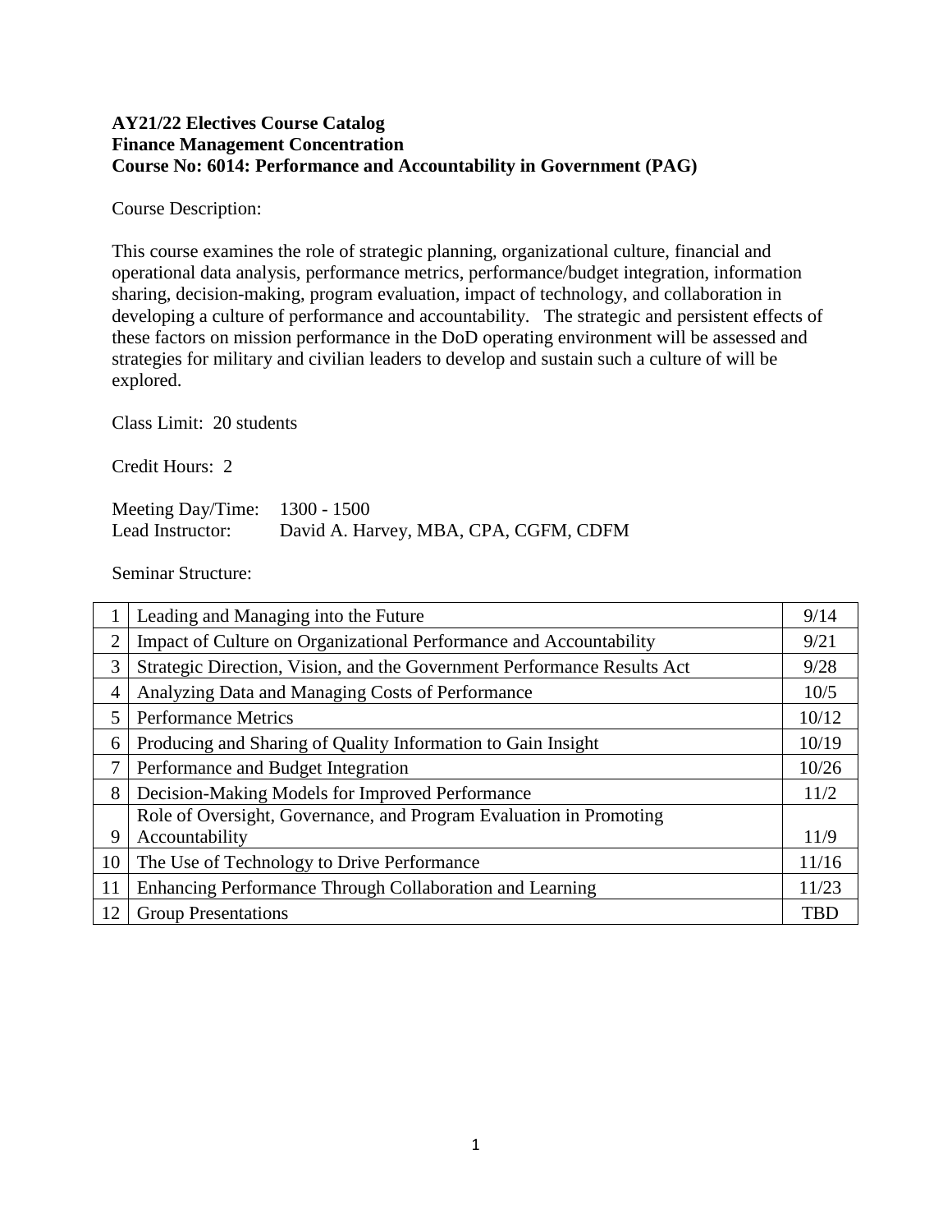**AY21/22 Electives Course Catalog**
**Finance Management Concentration**
**Course No: 6014: Performance and Accountability in Government (PAG)**

Course Description:

This course examines the role of strategic planning, organizational culture, financial and operational data analysis, performance metrics, performance/budget integration, information sharing, decision-making, program evaluation, impact of technology, and collaboration in developing a culture of performance and accountability. The strategic and persistent effects of these factors on mission performance in the DoD operating environment will be assessed and strategies for military and civilian leaders to develop and sustain such a culture of will be explored.

Class Limit: 20 students

Credit Hours: 2

Meeting Day/Time: 1300 - 1500
Lead Instructor: David A. Harvey, MBA, CPA, CGFM, CDFM

Seminar Structure:

| | | |
|---|---|---|
| 1 | Leading and Managing into the Future | 9/14 |
| 2 | Impact of Culture on Organizational Performance and Accountability | 9/21 |
| 3 | Strategic Direction, Vision, and the Government Performance Results Act | 9/28 |
| 4 | Analyzing Data and Managing Costs of Performance | 10/5 |
| 5 | Performance Metrics | 10/12 |
| 6 | Producing and Sharing of Quality Information to Gain Insight | 10/19 |
| 7 | Performance and Budget Integration | 10/26 |
| 8 | Decision-Making Models for Improved Performance | 11/2 |
| 9 | Role of Oversight, Governance, and Program Evaluation in Promoting Accountability | 11/9 |
| 10 | The Use of Technology to Drive Performance | 11/16 |
| 11 | Enhancing Performance Through Collaboration and Learning | 11/23 |
| 12 | Group Presentations | TBD |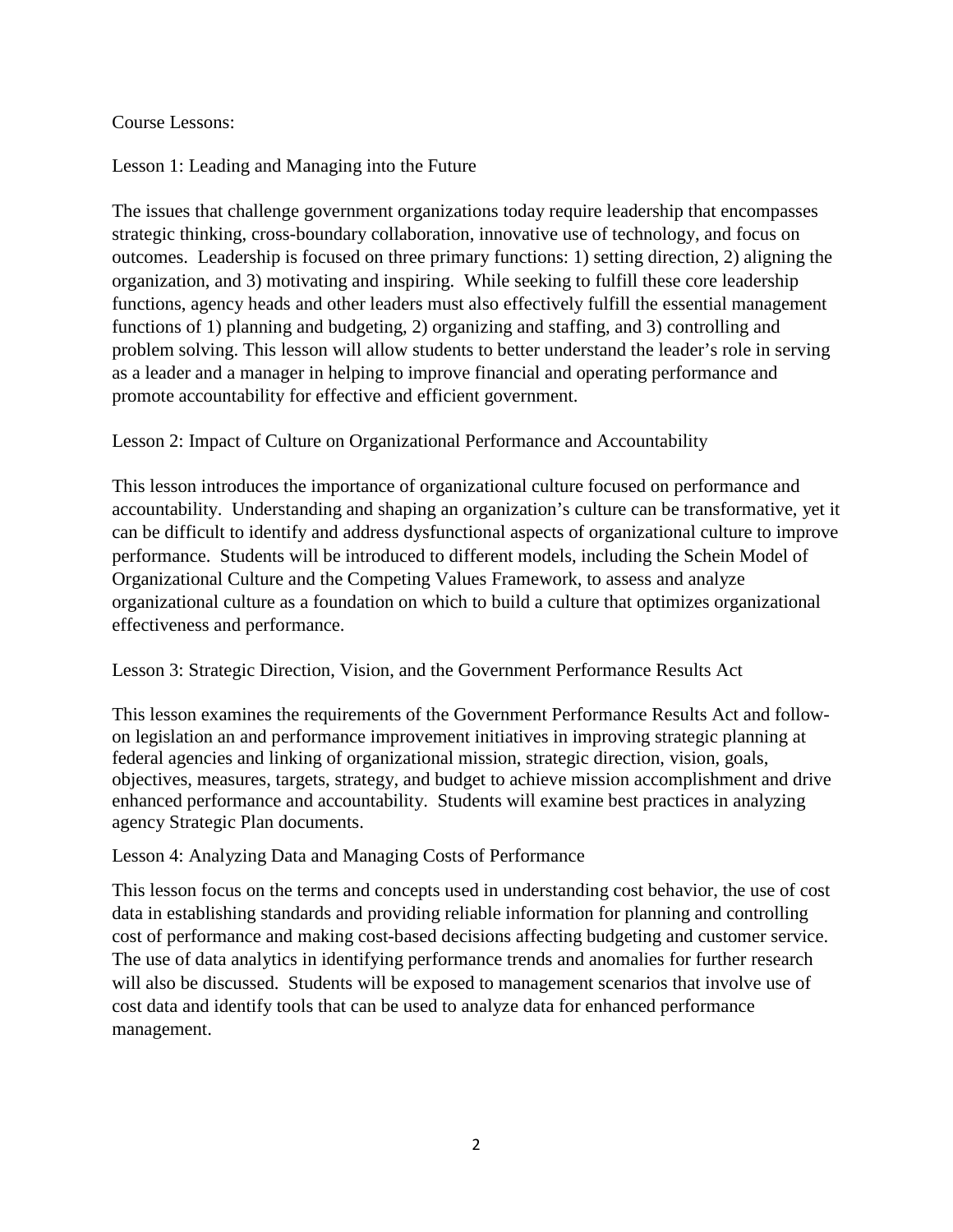Course Lessons:

## Lesson 1: Leading and Managing into the Future

The issues that challenge government organizations today require leadership that encompasses strategic thinking, cross-boundary collaboration, innovative use of technology, and focus on outcomes. Leadership is focused on three primary functions: 1) setting direction, 2) aligning the organization, and 3) motivating and inspiring. While seeking to fulfill these core leadership functions, agency heads and other leaders must also effectively fulfill the essential management functions of 1) planning and budgeting, 2) organizing and staffing, and 3) controlling and problem solving. This lesson will allow students to better understand the leader's role in serving as a leader and a manager in helping to improve financial and operating performance and promote accountability for effective and efficient government.

## Lesson 2: Impact of Culture on Organizational Performance and Accountability

This lesson introduces the importance of organizational culture focused on performance and accountability. Understanding and shaping an organization's culture can be transformative, yet it can be difficult to identify and address dysfunctional aspects of organizational culture to improve performance. Students will be introduced to different models, including the Schein Model of Organizational Culture and the Competing Values Framework, to assess and analyze organizational culture as a foundation on which to build a culture that optimizes organizational effectiveness and performance.

## Lesson 3: Strategic Direction, Vision, and the Government Performance Results Act

This lesson examines the requirements of the Government Performance Results Act and follow-on legislation an and performance improvement initiatives in improving strategic planning at federal agencies and linking of organizational mission, strategic direction, vision, goals, objectives, measures, targets, strategy, and budget to achieve mission accomplishment and drive enhanced performance and accountability. Students will examine best practices in analyzing agency Strategic Plan documents.

## Lesson 4: Analyzing Data and Managing Costs of Performance

This lesson focus on the terms and concepts used in understanding cost behavior, the use of cost data in establishing standards and providing reliable information for planning and controlling cost of performance and making cost-based decisions affecting budgeting and customer service. The use of data analytics in identifying performance trends and anomalies for further research will also be discussed. Students will be exposed to management scenarios that involve use of cost data and identify tools that can be used to analyze data for enhanced performance management.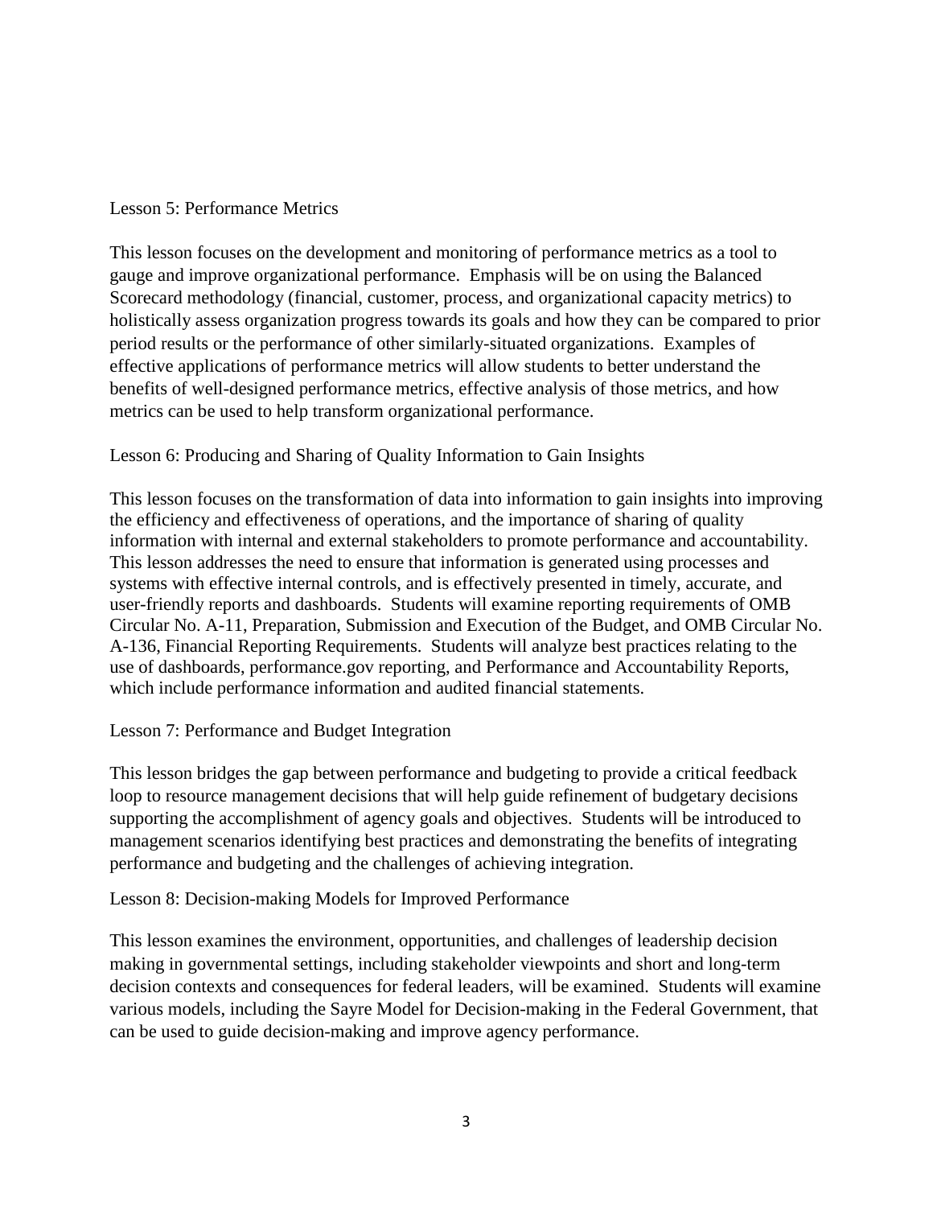Lesson 5: Performance Metrics

This lesson focuses on the development and monitoring of performance metrics as a tool to gauge and improve organizational performance. Emphasis will be on using the Balanced Scorecard methodology (financial, customer, process, and organizational capacity metrics) to holistically assess organization progress towards its goals and how they can be compared to prior period results or the performance of other similarly-situated organizations. Examples of effective applications of performance metrics will allow students to better understand the benefits of well-designed performance metrics, effective analysis of those metrics, and how metrics can be used to help transform organizational performance.

Lesson 6: Producing and Sharing of Quality Information to Gain Insights

This lesson focuses on the transformation of data into information to gain insights into improving the efficiency and effectiveness of operations, and the importance of sharing of quality information with internal and external stakeholders to promote performance and accountability. This lesson addresses the need to ensure that information is generated using processes and systems with effective internal controls, and is effectively presented in timely, accurate, and user-friendly reports and dashboards. Students will examine reporting requirements of OMB Circular No. A-11, Preparation, Submission and Execution of the Budget, and OMB Circular No. A-136, Financial Reporting Requirements. Students will analyze best practices relating to the use of dashboards, performance.gov reporting, and Performance and Accountability Reports, which include performance information and audited financial statements.

Lesson 7: Performance and Budget Integration

This lesson bridges the gap between performance and budgeting to provide a critical feedback loop to resource management decisions that will help guide refinement of budgetary decisions supporting the accomplishment of agency goals and objectives. Students will be introduced to management scenarios identifying best practices and demonstrating the benefits of integrating performance and budgeting and the challenges of achieving integration.

Lesson 8: Decision-making Models for Improved Performance

This lesson examines the environment, opportunities, and challenges of leadership decision making in governmental settings, including stakeholder viewpoints and short and long-term decision contexts and consequences for federal leaders, will be examined. Students will examine various models, including the Sayre Model for Decision-making in the Federal Government, that can be used to guide decision-making and improve agency performance.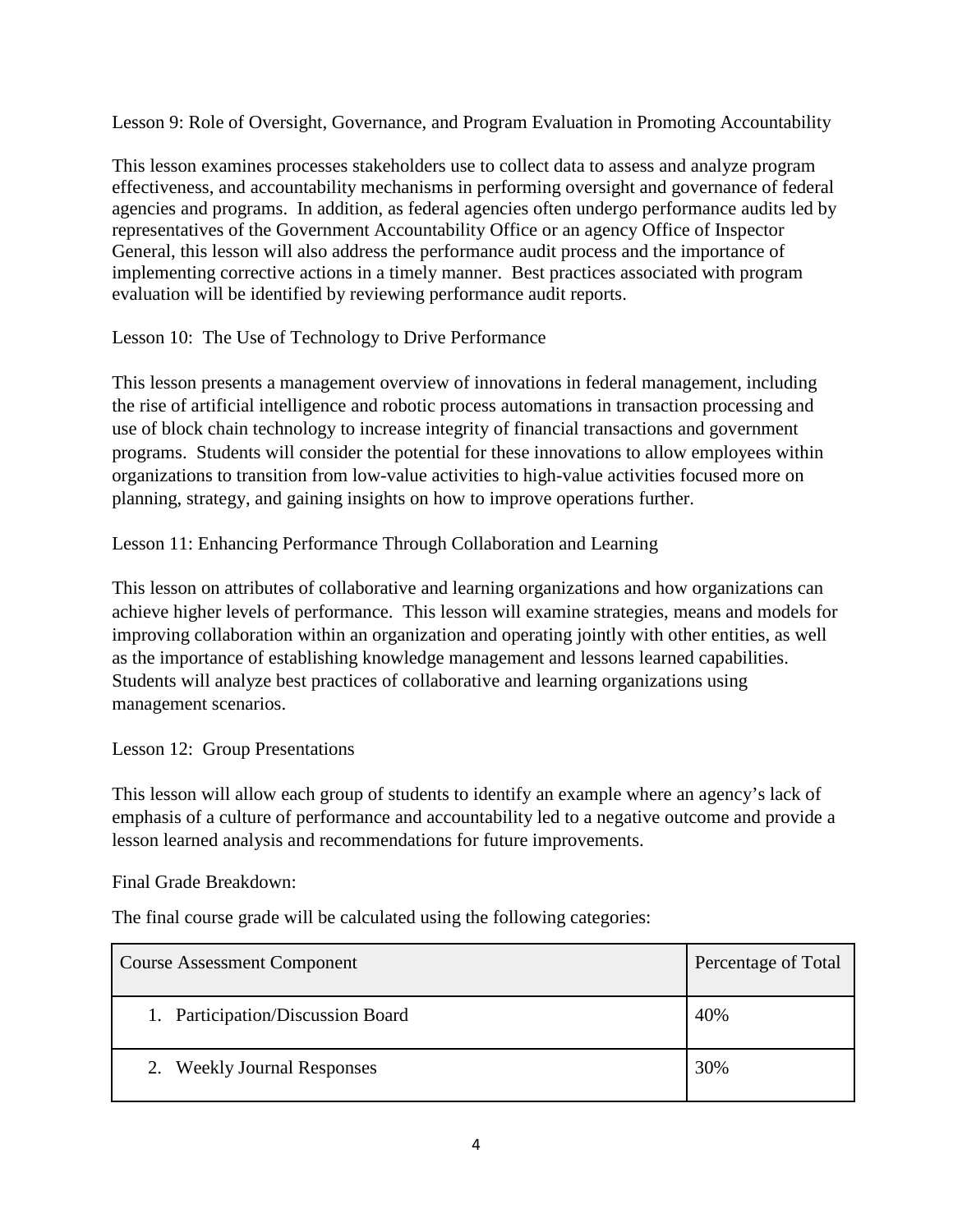Lesson 9: Role of Oversight, Governance, and Program Evaluation in Promoting Accountability

This lesson examines processes stakeholders use to collect data to assess and analyze program effectiveness, and accountability mechanisms in performing oversight and governance of federal agencies and programs. In addition, as federal agencies often undergo performance audits led by representatives of the Government Accountability Office or an agency Office of Inspector General, this lesson will also address the performance audit process and the importance of implementing corrective actions in a timely manner. Best practices associated with program evaluation will be identified by reviewing performance audit reports.

Lesson 10: The Use of Technology to Drive Performance

This lesson presents a management overview of innovations in federal management, including the rise of artificial intelligence and robotic process automations in transaction processing and use of block chain technology to increase integrity of financial transactions and government programs. Students will consider the potential for these innovations to allow employees within organizations to transition from low-value activities to high-value activities focused more on planning, strategy, and gaining insights on how to improve operations further.

Lesson 11: Enhancing Performance Through Collaboration and Learning

This lesson on attributes of collaborative and learning organizations and how organizations can achieve higher levels of performance. This lesson will examine strategies, means and models for improving collaboration within an organization and operating jointly with other entities, as well as the importance of establishing knowledge management and lessons learned capabilities. Students will analyze best practices of collaborative and learning organizations using management scenarios.

Lesson 12: Group Presentations

This lesson will allow each group of students to identify an example where an agency's lack of emphasis of a culture of performance and accountability led to a negative outcome and provide a lesson learned analysis and recommendations for future improvements.

Final Grade Breakdown:

The final course grade will be calculated using the following categories:

| Course Assessment Component | Percentage of Total |
|---|---|
| 1. Participation/Discussion Board | 40% |
| 2. Weekly Journal Responses | 30% |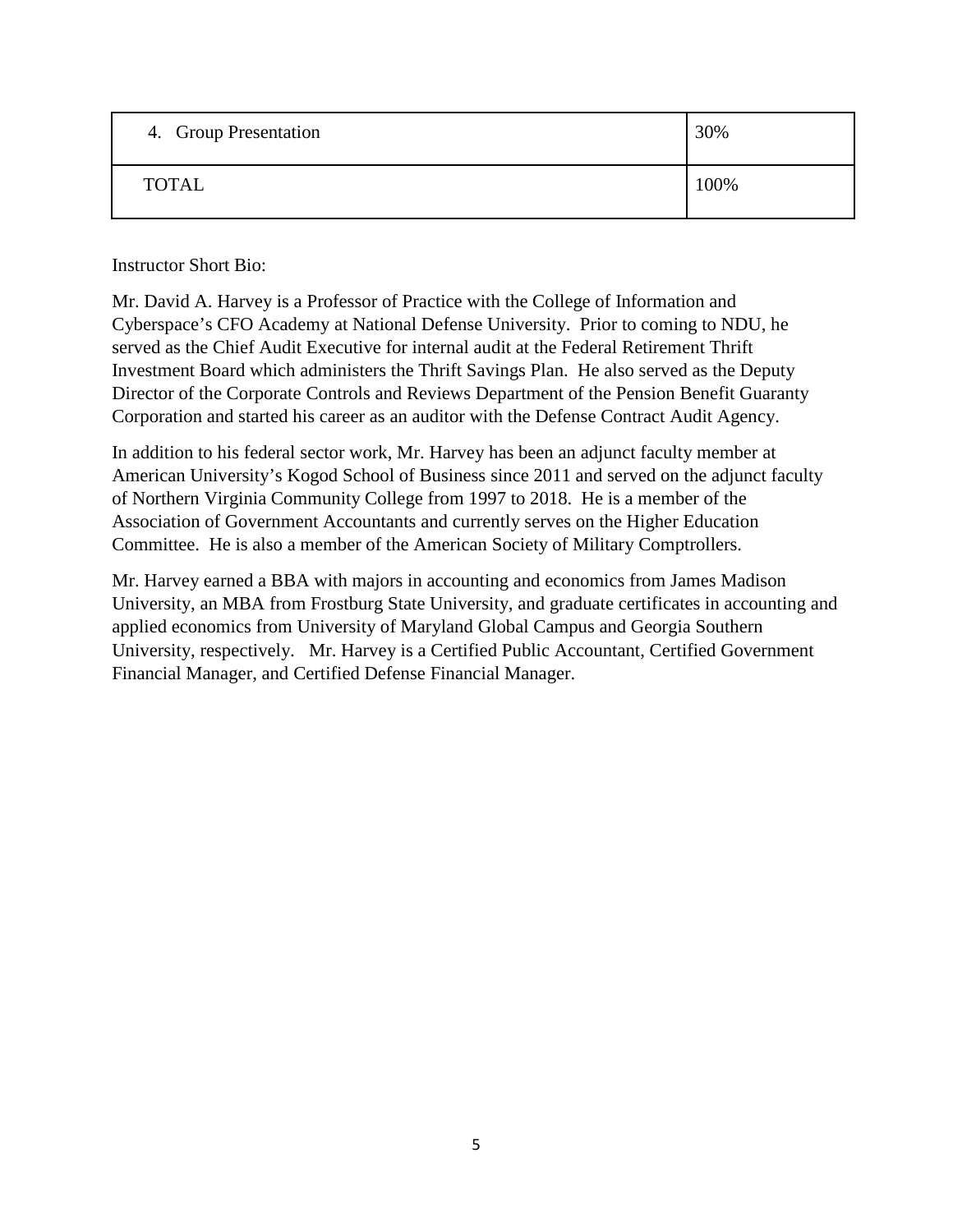| | |
|---|---|
| 4. Group Presentation | 30% |
| TOTAL | 100% |

Instructor Short Bio:

Mr. David A. Harvey is a Professor of Practice with the College of Information and Cyberspace's CFO Academy at National Defense University. Prior to coming to NDU, he served as the Chief Audit Executive for internal audit at the Federal Retirement Thrift Investment Board which administers the Thrift Savings Plan. He also served as the Deputy Director of the Corporate Controls and Reviews Department of the Pension Benefit Guaranty Corporation and started his career as an auditor with the Defense Contract Audit Agency.

In addition to his federal sector work, Mr. Harvey has been an adjunct faculty member at American University's Kogod School of Business since 2011 and served on the adjunct faculty of Northern Virginia Community College from 1997 to 2018. He is a member of the Association of Government Accountants and currently serves on the Higher Education Committee. He is also a member of the American Society of Military Comptrollers.

Mr. Harvey earned a BBA with majors in accounting and economics from James Madison University, an MBA from Frostburg State University, and graduate certificates in accounting and applied economics from University of Maryland Global Campus and Georgia Southern University, respectively. Mr. Harvey is a Certified Public Accountant, Certified Government Financial Manager, and Certified Defense Financial Manager.